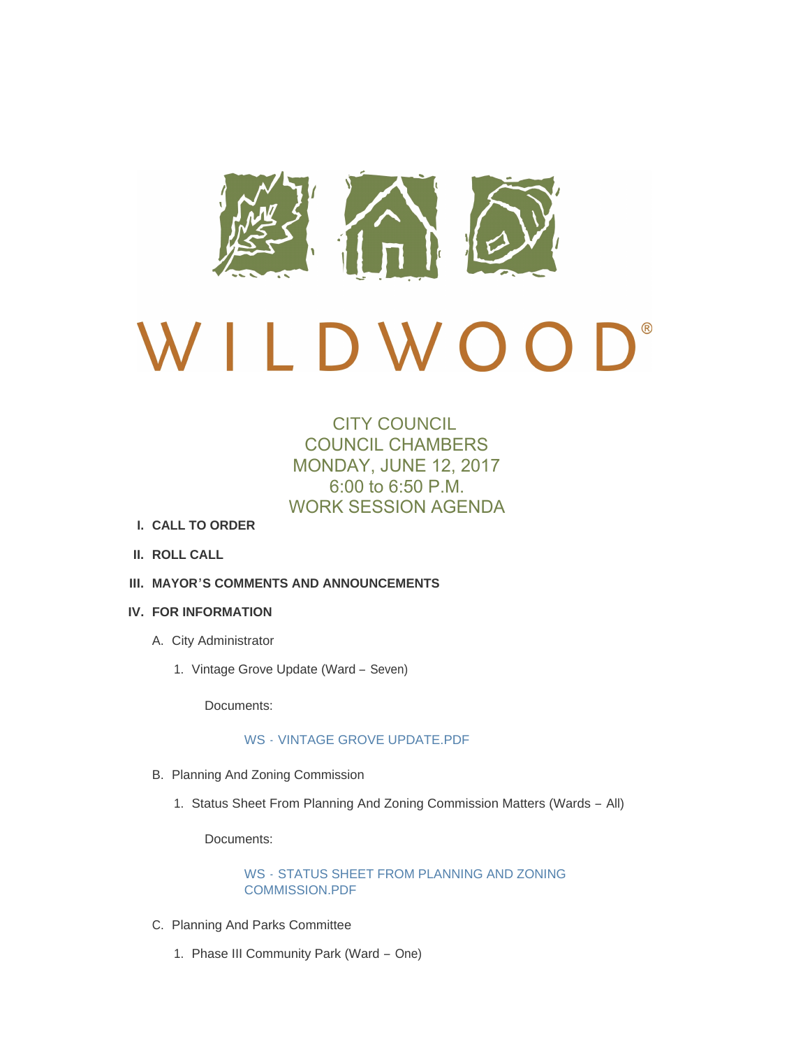# WILDWOOD®

## CITY COUNCIL
## COUNCIL CHAMBERS
## MONDAY, JUNE 12, 2017
## 6:00 to 6:50 P.M.
## WORK SESSION AGENDA

**I. CALL TO ORDER**

**II. ROLL CALL**

**III. MAYOR'S COMMENTS AND ANNOUNCEMENTS**

**IV. FOR INFORMATION**

A. City Administrator

1. Vintage Grove Update (Ward – Seven)

Documents:

WS - VINTAGE GROVE UPDATE.PDF

B. Planning And Zoning Commission

1. Status Sheet From Planning And Zoning Commission Matters (Wards – All)

Documents:

WS - STATUS SHEET FROM PLANNING AND ZONING COMMISSION.PDF

C. Planning And Parks Committee

1. Phase III Community Park (Ward – One)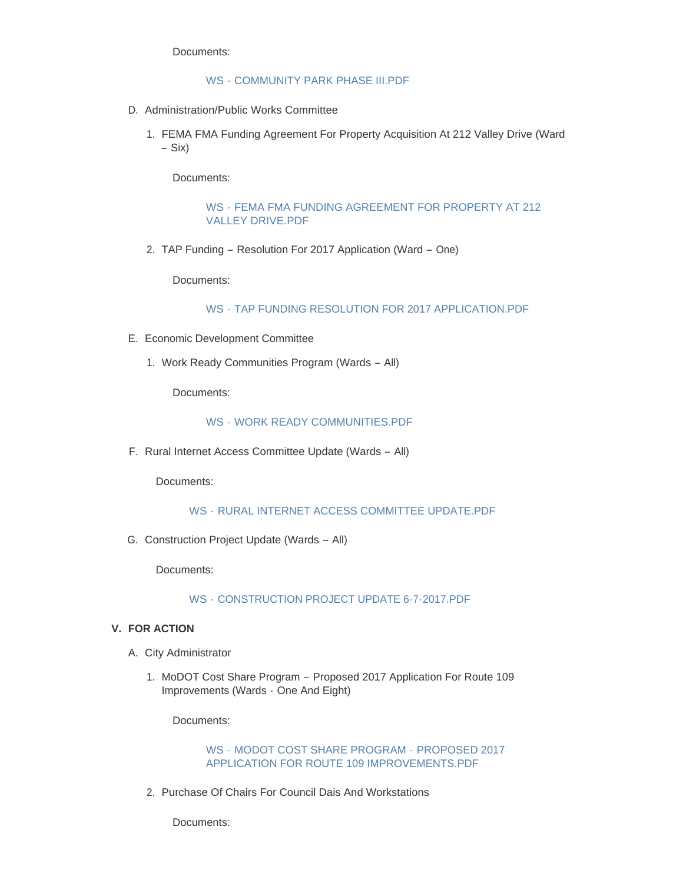Documents:

WS - COMMUNITY PARK PHASE III.PDF

D. Administration/Public Works Committee

   1. FEMA FMA Funding Agreement For Property Acquisition At 212 Valley Drive (Ward – Six)

      Documents:

      WS - FEMA FMA FUNDING AGREEMENT FOR PROPERTY AT 212 VALLEY DRIVE.PDF

   2. TAP Funding – Resolution For 2017 Application (Ward – One)

      Documents:

      WS - TAP FUNDING RESOLUTION FOR 2017 APPLICATION.PDF

E. Economic Development Committee

   1. Work Ready Communities Program (Wards – All)

      Documents:

      WS - WORK READY COMMUNITIES.PDF

F. Rural Internet Access Committee Update (Wards – All)

   Documents:

   WS - RURAL INTERNET ACCESS COMMITTEE UPDATE.PDF

G. Construction Project Update (Wards – All)

   Documents:

   WS - CONSTRUCTION PROJECT UPDATE 6-7-2017.PDF

## V. FOR ACTION

A. City Administrator

   1. MoDOT Cost Share Program – Proposed 2017 Application For Route 109 Improvements (Wards - One And Eight)

      Documents:

      WS - MODOT COST SHARE PROGRAM - PROPOSED 2017 APPLICATION FOR ROUTE 109 IMPROVEMENTS.PDF

   2. Purchase Of Chairs For Council Dais And Workstations

      Documents: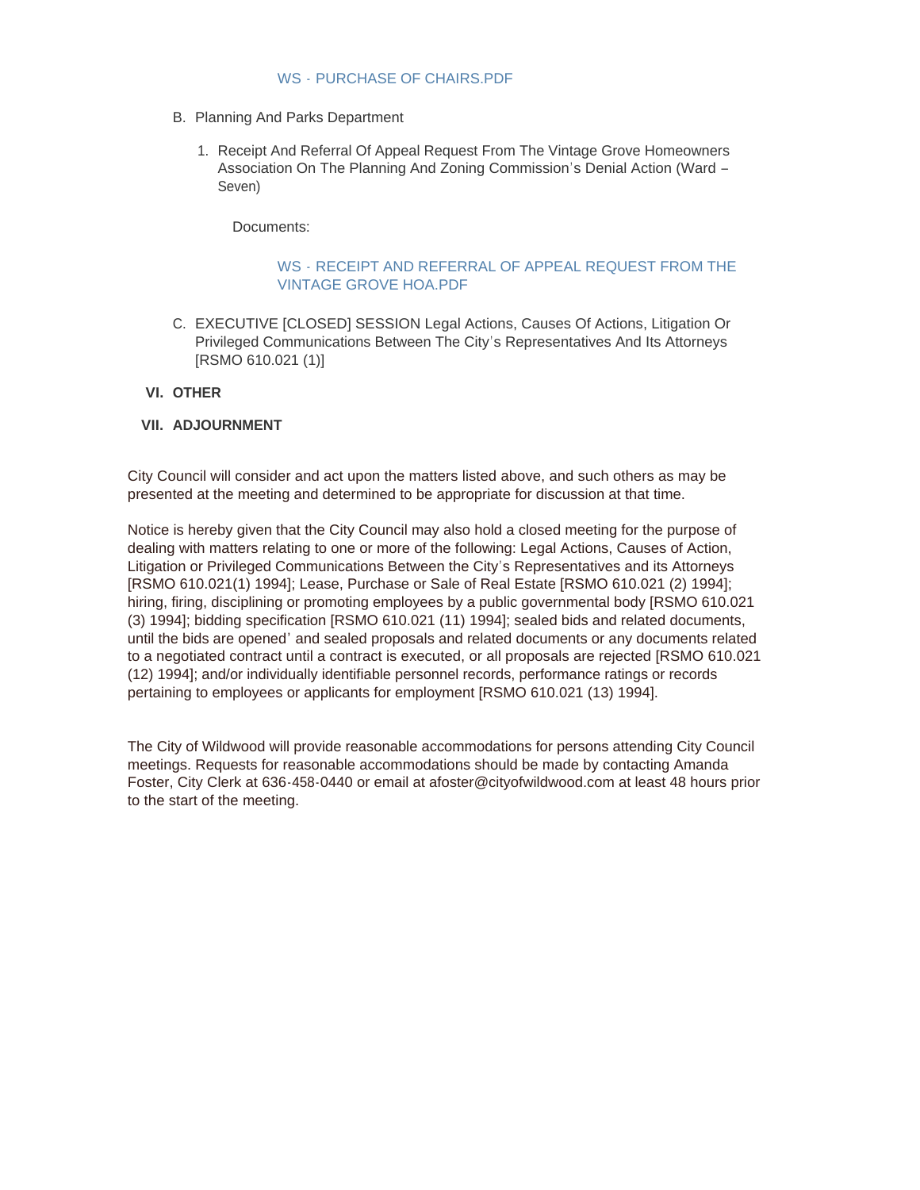WS - PURCHASE OF CHAIRS.PDF

B. Planning And Parks Department

1. Receipt And Referral Of Appeal Request From The Vintage Grove Homeowners Association On The Planning And Zoning Commission's Denial Action (Ward – Seven)

   Documents:

   WS - RECEIPT AND REFERRAL OF APPEAL REQUEST FROM THE VINTAGE GROVE HOA.PDF

C. EXECUTIVE [CLOSED] SESSION Legal Actions, Causes Of Actions, Litigation Or Privileged Communications Between The City's Representatives And Its Attorneys [RSMO 610.021 (1)]

## VI. OTHER

## VII. ADJOURNMENT

City Council will consider and act upon the matters listed above, and such others as may be presented at the meeting and determined to be appropriate for discussion at that time.

Notice is hereby given that the City Council may also hold a closed meeting for the purpose of dealing with matters relating to one or more of the following: Legal Actions, Causes of Action, Litigation or Privileged Communications Between the City's Representatives and its Attorneys [RSMO 610.021(1) 1994]; Lease, Purchase or Sale of Real Estate [RSMO 610.021 (2) 1994]; hiring, firing, disciplining or promoting employees by a public governmental body [RSMO 610.021 (3) 1994]; bidding specification [RSMO 610.021 (11) 1994]; sealed bids and related documents, until the bids are opened' and sealed proposals and related documents or any documents related to a negotiated contract until a contract is executed, or all proposals are rejected [RSMO 610.021 (12) 1994]; and/or individually identifiable personnel records, performance ratings or records pertaining to employees or applicants for employment [RSMO 610.021 (13) 1994].

The City of Wildwood will provide reasonable accommodations for persons attending City Council meetings. Requests for reasonable accommodations should be made by contacting Amanda Foster, City Clerk at 636-458-0440 or email at afoster@cityofwildwood.com at least 48 hours prior to the start of the meeting.